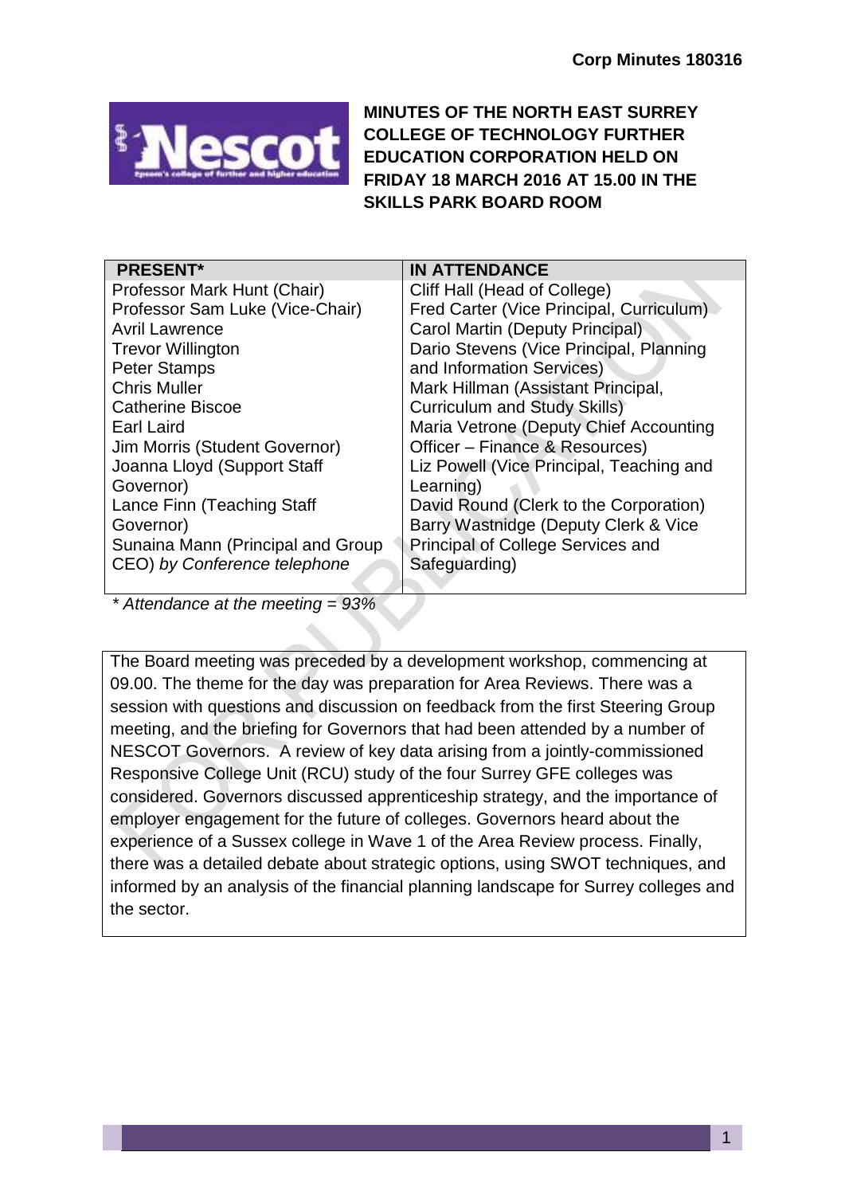**Corp Minutes 180316**

# MINUTES OF THE NORTH EAST SURREY COLLEGE OF TECHNOLOGY FURTHER EDUCATION CORPORATION HELD ON FRIDAY 18 MARCH 2016 AT 15.00 IN THE SKILLS PARK BOARD ROOM

| PRESENT* | IN ATTENDANCE |
|---|---|
| Professor Mark Hunt (Chair) | Cliff Hall (Head of College) |
| Professor Sam Luke (Vice-Chair) | Fred Carter (Vice Principal, Curriculum) |
| Avril Lawrence | Carol Martin (Deputy Principal) |
| Trevor Willington | Dario Stevens (Vice Principal, Planning and Information Services) |
| Peter Stamps | Mark Hillman (Assistant Principal, Curriculum and Study Skills) |
| Chris Muller | Maria Vetrone (Deputy Chief Accounting Officer – Finance & Resources) |
| Catherine Biscoe | Liz Powell (Vice Principal, Teaching and Learning) |
| Earl Laird | David Round (Clerk to the Corporation) |
| Jim Morris (Student Governor) | Barry Wastnidge (Deputy Clerk & Vice Principal of College Services and Safeguarding) |
| Joanna Lloyd (Support Staff Governor) | |
| Lance Finn (Teaching Staff Governor) | |
| Sunaina Mann (Principal and Group CEO) *by Conference telephone* | |

*\* Attendance at the meeting = 93%*

The Board meeting was preceded by a development workshop, commencing at 09.00. The theme for the day was preparation for Area Reviews. There was a session with questions and discussion on feedback from the first Steering Group meeting, and the briefing for Governors that had been attended by a number of NESCOT Governors. A review of key data arising from a jointly-commissioned Responsive College Unit (RCU) study of the four Surrey GFE colleges was considered. Governors discussed apprenticeship strategy, and the importance of employer engagement for the future of colleges. Governors heard about the experience of a Sussex college in Wave 1 of the Area Review process. Finally, there was a detailed debate about strategic options, using SWOT techniques, and informed by an analysis of the financial planning landscape for Surrey colleges and the sector.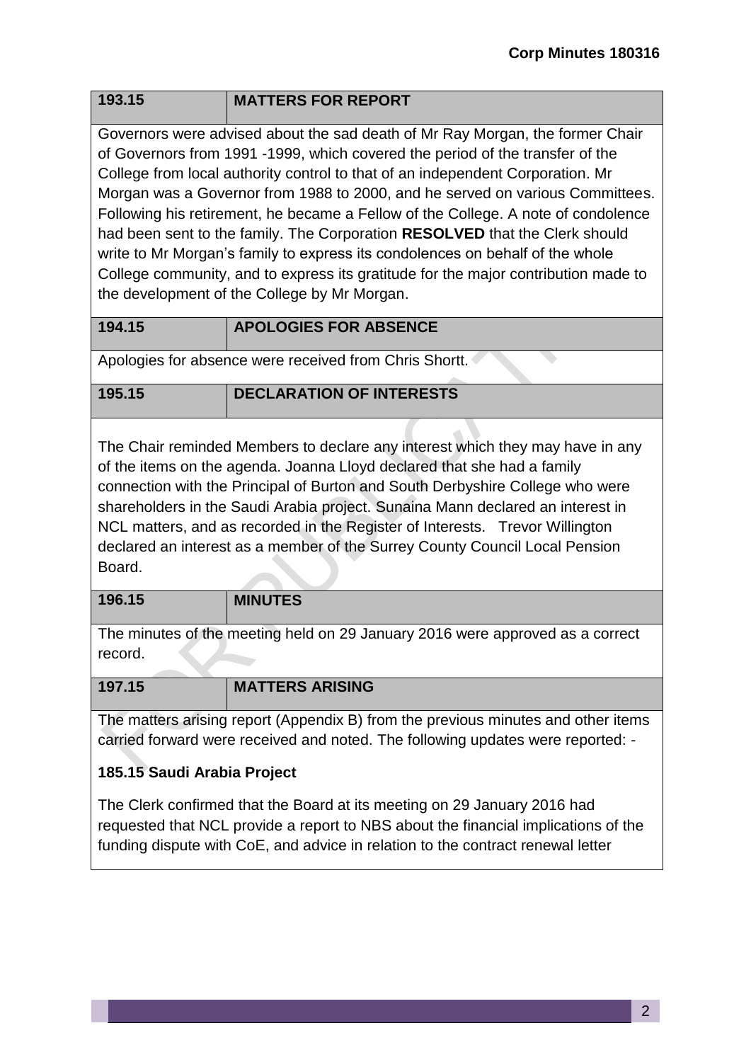## 193.15 MATTERS FOR REPORT

Governors were advised about the sad death of Mr Ray Morgan, the former Chair of Governors from 1991 -1999, which covered the period of the transfer of the College from local authority control to that of an independent Corporation. Mr Morgan was a Governor from 1988 to 2000, and he served on various Committees. Following his retirement, he became a Fellow of the College. A note of condolence had been sent to the family. The Corporation **RESOLVED** that the Clerk should write to Mr Morgan's family to express its condolences on behalf of the whole College community, and to express its gratitude for the major contribution made to the development of the College by Mr Morgan.

## 194.15 APOLOGIES FOR ABSENCE

Apologies for absence were received from Chris Shortt.

## 195.15 DECLARATION OF INTERESTS

The Chair reminded Members to declare any interest which they may have in any of the items on the agenda. Joanna Lloyd declared that she had a family connection with the Principal of Burton and South Derbyshire College who were shareholders in the Saudi Arabia project. Sunaina Mann declared an interest in NCL matters, and as recorded in the Register of Interests. Trevor Willington declared an interest as a member of the Surrey County Council Local Pension Board.

## 196.15 MINUTES

The minutes of the meeting held on 29 January 2016 were approved as a correct record.

## 197.15 MATTERS ARISING

The matters arising report (Appendix B) from the previous minutes and other items carried forward were received and noted. The following updates were reported: -

**185.15 Saudi Arabia Project**

The Clerk confirmed that the Board at its meeting on 29 January 2016 had requested that NCL provide a report to NBS about the financial implications of the funding dispute with CoE, and advice in relation to the contract renewal letter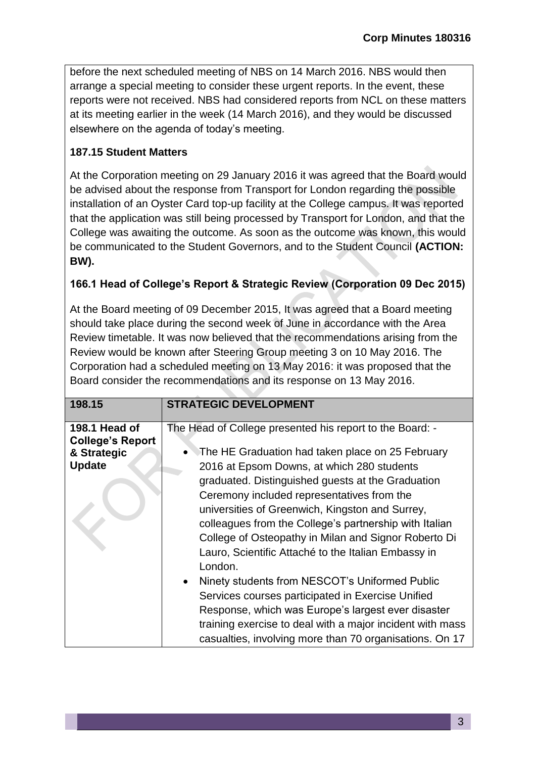before the next scheduled meeting of NBS on 14 March 2016. NBS would then arrange a special meeting to consider these urgent reports. In the event, these reports were not received. NBS had considered reports from NCL on these matters at its meeting earlier in the week (14 March 2016), and they would be discussed elsewhere on the agenda of today's meeting.

**187.15 Student Matters**

At the Corporation meeting on 29 January 2016 it was agreed that the Board would be advised about the response from Transport for London regarding the possible installation of an Oyster Card top-up facility at the College campus. It was reported that the application was still being processed by Transport for London, and that the College was awaiting the outcome. As soon as the outcome was known, this would be communicated to the Student Governors, and to the Student Council **(ACTION: BW).**

**166.1 Head of College's Report & Strategic Review (Corporation 09 Dec 2015)**

At the Board meeting of 09 December 2015, It was agreed that a Board meeting should take place during the second week of June in accordance with the Area Review timetable. It was now believed that the recommendations arising from the Review would be known after Steering Group meeting 3 on 10 May 2016. The Corporation had a scheduled meeting on 13 May 2016: it was proposed that the Board consider the recommendations and its response on 13 May 2016.

| **198.15** | **STRATEGIC DEVELOPMENT** |
|---|---|
| **198.1 Head of College's Report & Strategic Update** | The Head of College presented his report to the Board: - <br>• The HE Graduation had taken place on 25 February 2016 at Epsom Downs, at which 280 students graduated. Distinguished guests at the Graduation Ceremony included representatives from the universities of Greenwich, Kingston and Surrey, colleagues from the College's partnership with Italian College of Osteopathy in Milan and Signor Roberto Di Lauro, Scientific Attaché to the Italian Embassy in London.<br>• Ninety students from NESCOT's Uniformed Public Services courses participated in Exercise Unified Response, which was Europe's largest ever disaster training exercise to deal with a major incident with mass casualties, involving more than 70 organisations. On 17 |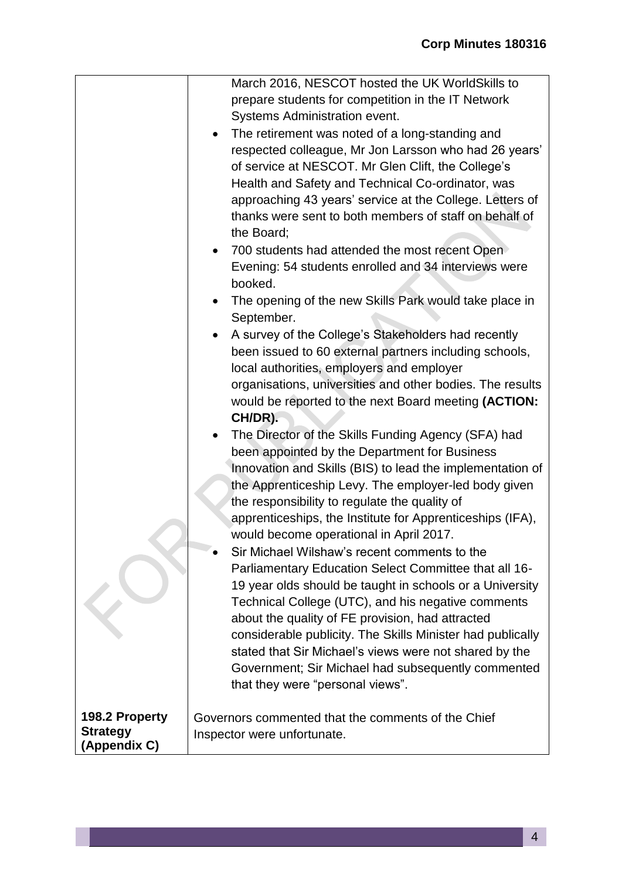| | |
|---|---|
| | March 2016, NESCOT hosted the UK WorldSkills to prepare students for competition in the IT Network Systems Administration event.<br>• The retirement was noted of a long-standing and respected colleague, Mr Jon Larsson who had 26 years' of service at NESCOT. Mr Glen Clift, the College's Health and Safety and Technical Co-ordinator, was approaching 43 years' service at the College. Letters of thanks were sent to both members of staff on behalf of the Board;<br>• 700 students had attended the most recent Open Evening: 54 students enrolled and 34 interviews were booked.<br>• The opening of the new Skills Park would take place in September.<br>• A survey of the College's Stakeholders had recently been issued to 60 external partners including schools, local authorities, employers and employer organisations, universities and other bodies. The results would be reported to the next Board meeting **(ACTION: CH/DR).**<br>• The Director of the Skills Funding Agency (SFA) had been appointed by the Department for Business Innovation and Skills (BIS) to lead the implementation of the Apprenticeship Levy. The employer-led body given the responsibility to regulate the quality of apprenticeships, the Institute for Apprenticeships (IFA), would become operational in April 2017.<br>• Sir Michael Wilshaw's recent comments to the Parliamentary Education Select Committee that all 16-19 year olds should be taught in schools or a University Technical College (UTC), and his negative comments about the quality of FE provision, had attracted considerable publicity. The Skills Minister had publically stated that Sir Michael's views were not shared by the Government; Sir Michael had subsequently commented that they were "personal views". |
| **198.2 Property Strategy (Appendix C)** | Governors commented that the comments of the Chief Inspector were unfortunate. |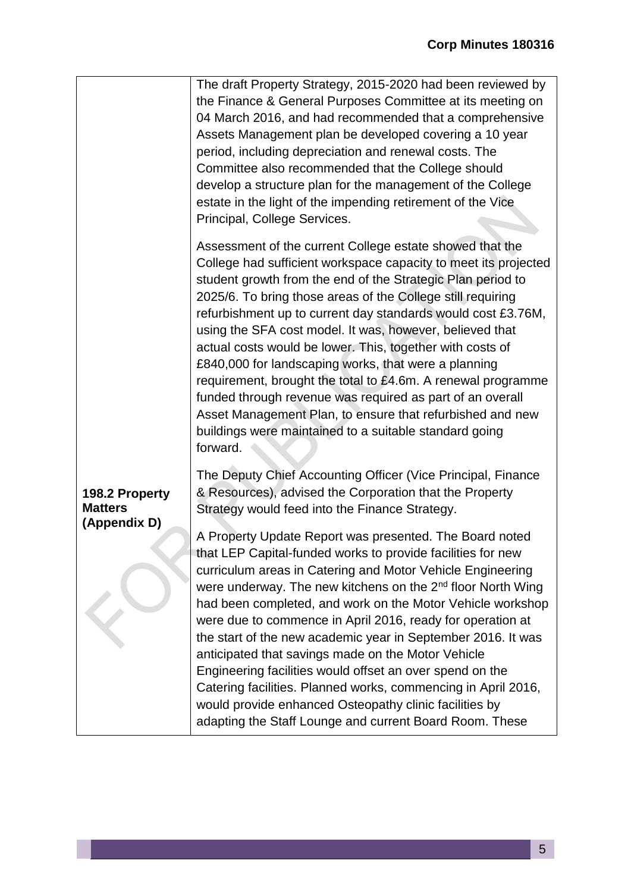| | |
|---|---|
| 198.2 Property Matters (Appendix D) | The draft Property Strategy, 2015-2020 had been reviewed by the Finance & General Purposes Committee at its meeting on 04 March 2016, and had recommended that a comprehensive Assets Management plan be developed covering a 10 year period, including depreciation and renewal costs. The Committee also recommended that the College should develop a structure plan for the management of the College estate in the light of the impending retirement of the Vice Principal, College Services.<br><br>Assessment of the current College estate showed that the College had sufficient workspace capacity to meet its projected student growth from the end of the Strategic Plan period to 2025/6. To bring those areas of the College still requiring refurbishment up to current day standards would cost £3.76M, using the SFA cost model. It was, however, believed that actual costs would be lower. This, together with costs of £840,000 for landscaping works, that were a planning requirement, brought the total to £4.6m. A renewal programme funded through revenue was required as part of an overall Asset Management Plan, to ensure that refurbished and new buildings were maintained to a suitable standard going forward.<br><br>The Deputy Chief Accounting Officer (Vice Principal, Finance & Resources), advised the Corporation that the Property Strategy would feed into the Finance Strategy.<br><br>A Property Update Report was presented. The Board noted that LEP Capital-funded works to provide facilities for new curriculum areas in Catering and Motor Vehicle Engineering were underway. The new kitchens on the 2nd floor North Wing had been completed, and work on the Motor Vehicle workshop were due to commence in April 2016, ready for operation at the start of the new academic year in September 2016. It was anticipated that savings made on the Motor Vehicle Engineering facilities would offset an over spend on the Catering facilities. Planned works, commencing in April 2016, would provide enhanced Osteopathy clinic facilities by adapting the Staff Lounge and current Board Room. These |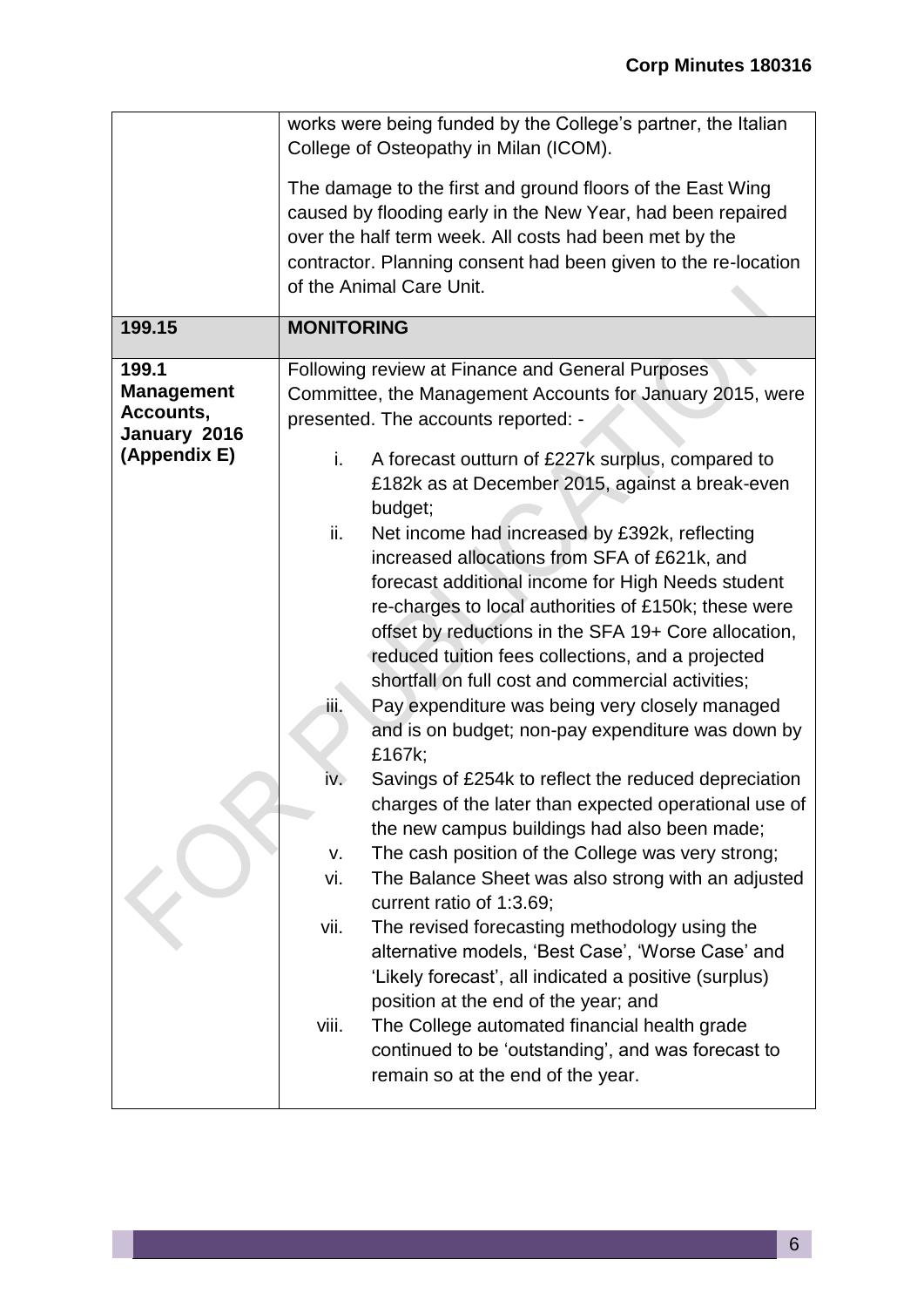| | |
|---|---|
| | works were being funded by the College's partner, the Italian College of Osteopathy in Milan (ICOM).<br><br>The damage to the first and ground floors of the East Wing caused by flooding early in the New Year, had been repaired over the half term week. All costs had been met by the contractor. Planning consent had been given to the re-location of the Animal Care Unit. |
| **199.15** | **MONITORING** |
| **199.1 Management Accounts, January 2016 (Appendix E)** | Following review at Finance and General Purposes Committee, the Management Accounts for January 2015, were presented. The accounts reported: -<br><br>i. A forecast outturn of £227k surplus, compared to £182k as at December 2015, against a break-even budget;<br>ii. Net income had increased by £392k, reflecting increased allocations from SFA of £621k, and forecast additional income for High Needs student re-charges to local authorities of £150k; these were offset by reductions in the SFA 19+ Core allocation, reduced tuition fees collections, and a projected shortfall on full cost and commercial activities;<br>iii. Pay expenditure was being very closely managed and is on budget; non-pay expenditure was down by £167k;<br>iv. Savings of £254k to reflect the reduced depreciation charges of the later than expected operational use of the new campus buildings had also been made;<br>v. The cash position of the College was very strong;<br>vi. The Balance Sheet was also strong with an adjusted current ratio of 1:3.69;<br>vii. The revised forecasting methodology using the alternative models, 'Best Case', 'Worse Case' and 'Likely forecast', all indicated a positive (surplus) position at the end of the year; and<br>viii. The College automated financial health grade continued to be 'outstanding', and was forecast to remain so at the end of the year. |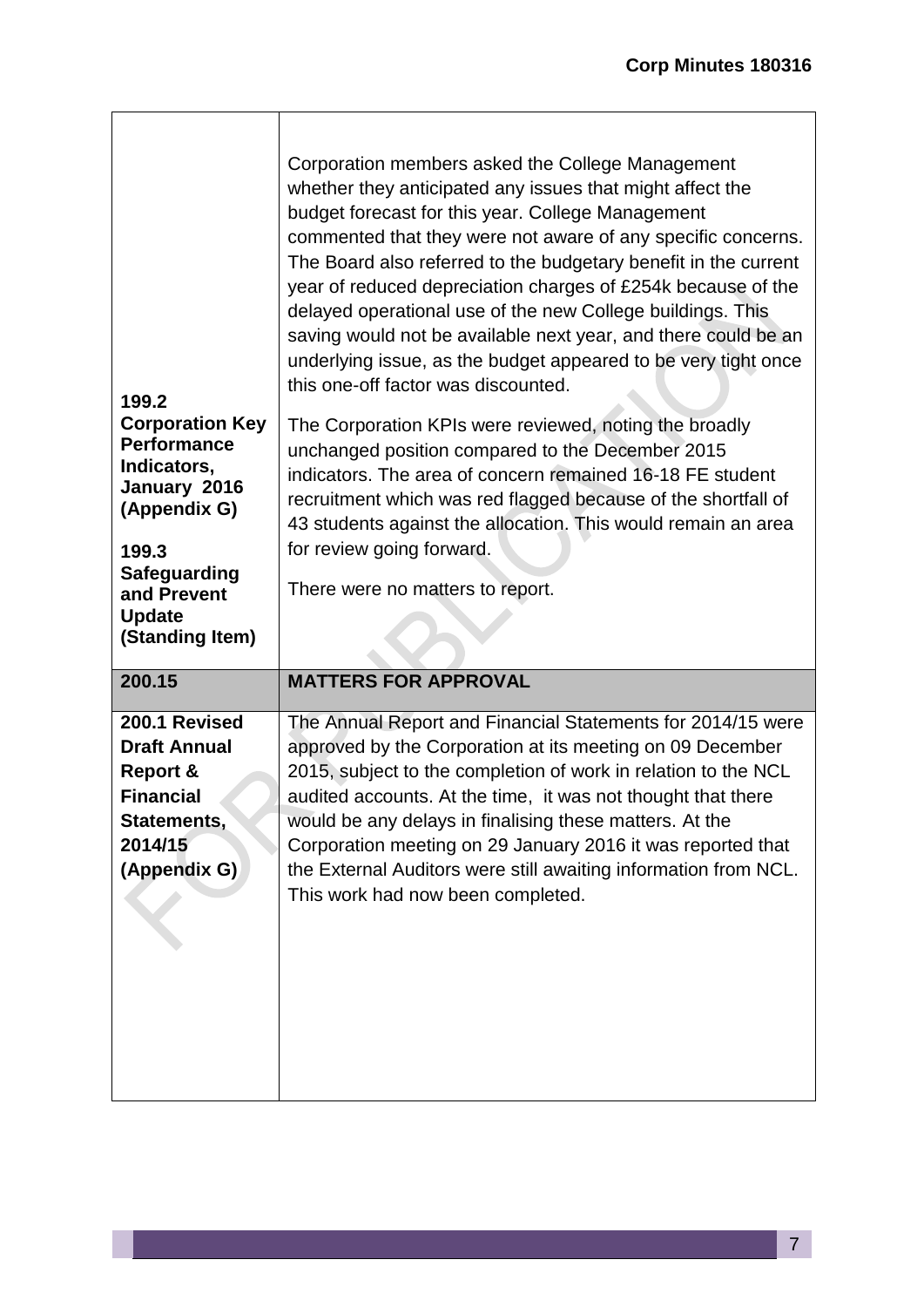| | |
|---|---|
| | Corporation members asked the College Management whether they anticipated any issues that might affect the budget forecast for this year. College Management commented that they were not aware of any specific concerns. The Board also referred to the budgetary benefit in the current year of reduced depreciation charges of £254k because of the delayed operational use of the new College buildings. This saving would not be available next year, and there could be an underlying issue, as the budget appeared to be very tight once this one-off factor was discounted. |
| **199.2 Corporation Key Performance Indicators, January 2016 (Appendix G)** | The Corporation KPIs were reviewed, noting the broadly unchanged position compared to the December 2015 indicators. The area of concern remained 16-18 FE student recruitment which was red flagged because of the shortfall of 43 students against the allocation. This would remain an area for review going forward. |
| **199.3 Safeguarding and Prevent Update (Standing Item)** | There were no matters to report. |
| **200.15** | **MATTERS FOR APPROVAL** |
| **200.1 Revised Draft Annual Report & Financial Statements, 2014/15 (Appendix G)** | The Annual Report and Financial Statements for 2014/15 were approved by the Corporation at its meeting on 09 December 2015, subject to the completion of work in relation to the NCL audited accounts. At the time, it was not thought that there would be any delays in finalising these matters. At the Corporation meeting on 29 January 2016 it was reported that the External Auditors were still awaiting information from NCL. This work had now been completed. |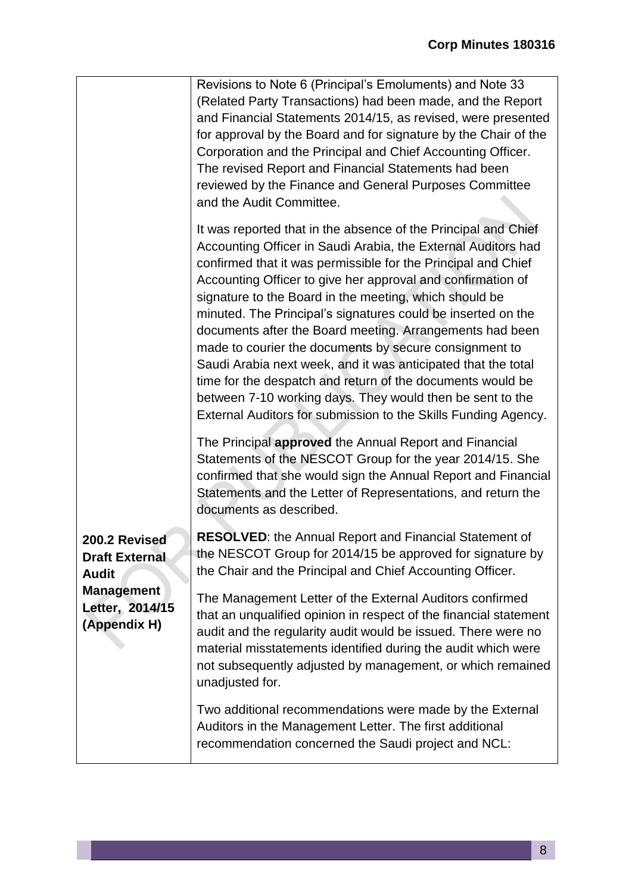| | |
|---|---|
| | Revisions to Note 6 (Principal's Emoluments) and Note 33 (Related Party Transactions) had been made, and the Report and Financial Statements 2014/15, as revised, were presented for approval by the Board and for signature by the Chair of the Corporation and the Principal and Chief Accounting Officer. The revised Report and Financial Statements had been reviewed by the Finance and General Purposes Committee and the Audit Committee.<br><br>It was reported that in the absence of the Principal and Chief Accounting Officer in Saudi Arabia, the External Auditors had confirmed that it was permissible for the Principal and Chief Accounting Officer to give her approval and confirmation of signature to the Board in the meeting, which should be minuted. The Principal's signatures could be inserted on the documents after the Board meeting. Arrangements had been made to courier the documents by secure consignment to Saudi Arabia next week, and it was anticipated that the total time for the despatch and return of the documents would be between 7-10 working days. They would then be sent to the External Auditors for submission to the Skills Funding Agency.<br><br>The Principal **approved** the Annual Report and Financial Statements of the NESCOT Group for the year 2014/15. She confirmed that she would sign the Annual Report and Financial Statements and the Letter of Representations, and return the documents as described. |
| | **RESOLVED**: the Annual Report and Financial Statement of the NESCOT Group for 2014/15 be approved for signature by the Chair and the Principal and Chief Accounting Officer. |
| **200.2 Revised Draft External Audit Management Letter, 2014/15 (Appendix H)** | The Management Letter of the External Auditors confirmed that an unqualified opinion in respect of the financial statement audit and the regularity audit would be issued. There were no material misstatements identified during the audit which were not subsequently adjusted by management, or which remained unadjusted for.<br><br>Two additional recommendations were made by the External Auditors in the Management Letter. The first additional recommendation concerned the Saudi project and NCL: |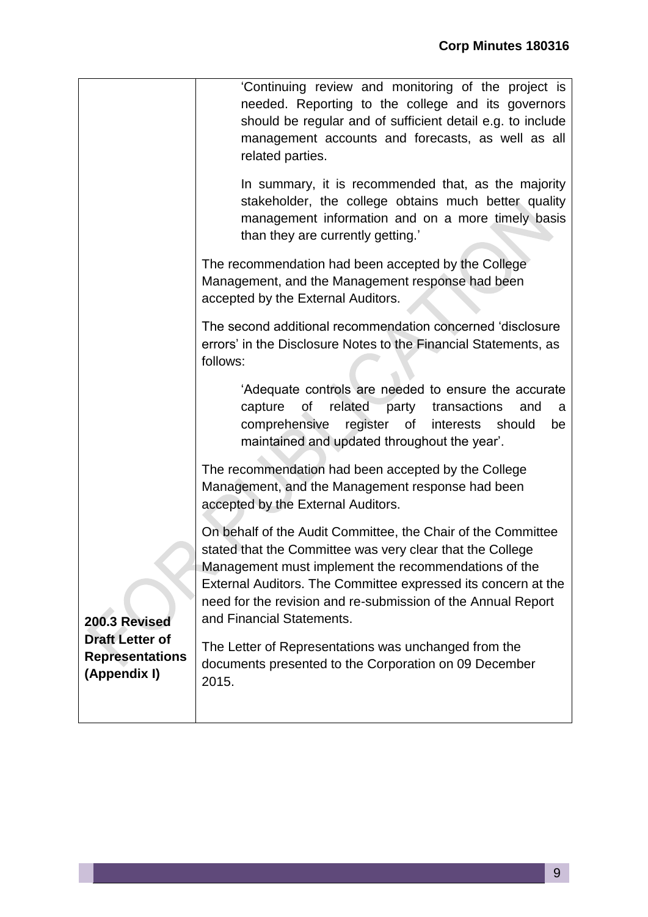| | |
|---|---|
| | 'Continuing review and monitoring of the project is needed. Reporting to the college and its governors should be regular and of sufficient detail e.g. to include management accounts and forecasts, as well as all related parties.<br><br>In summary, it is recommended that, as the majority stakeholder, the college obtains much better quality management information and on a more timely basis than they are currently getting.'<br><br>The recommendation had been accepted by the College Management, and the Management response had been accepted by the External Auditors.<br><br>The second additional recommendation concerned 'disclosure errors' in the Disclosure Notes to the Financial Statements, as follows:<br><br>'Adequate controls are needed to ensure the accurate capture of related party transactions and a comprehensive register of interests should be maintained and updated throughout the year'.<br><br>The recommendation had been accepted by the College Management, and the Management response had been accepted by the External Auditors.<br><br>On behalf of the Audit Committee, the Chair of the Committee stated that the Committee was very clear that the College Management must implement the recommendations of the External Auditors. The Committee expressed its concern at the need for the revision and re-submission of the Annual Report and Financial Statements. |
| **200.3 Revised Draft Letter of Representations (Appendix I)** | The Letter of Representations was unchanged from the documents presented to the Corporation on 09 December 2015. |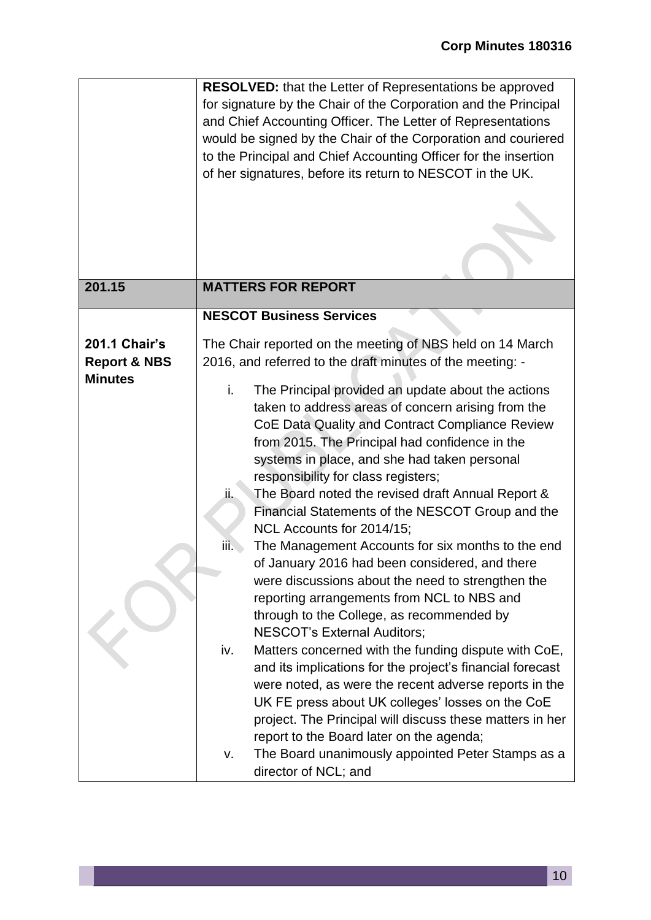| | |
|---|---|
| | **RESOLVED:** that the Letter of Representations be approved for signature by the Chair of the Corporation and the Principal and Chief Accounting Officer. The Letter of Representations would be signed by the Chair of the Corporation and couriered to the Principal and Chief Accounting Officer for the insertion of her signatures, before its return to NESCOT in the UK. |
| **201.15** | **MATTERS FOR REPORT** |
| **201.1 Chair's Report & NBS Minutes** | **NESCOT Business Services**<br><br>The Chair reported on the meeting of NBS held on 14 March 2016, and referred to the draft minutes of the meeting: -<br><br>i. The Principal provided an update about the actions taken to address areas of concern arising from the CoE Data Quality and Contract Compliance Review from 2015. The Principal had confidence in the systems in place, and she had taken personal responsibility for class registers;<br>ii. The Board noted the revised draft Annual Report & Financial Statements of the NESCOT Group and the NCL Accounts for 2014/15;<br>iii. The Management Accounts for six months to the end of January 2016 had been considered, and there were discussions about the need to strengthen the reporting arrangements from NCL to NBS and through to the College, as recommended by NESCOT's External Auditors;<br>iv. Matters concerned with the funding dispute with CoE, and its implications for the project's financial forecast were noted, as were the recent adverse reports in the UK FE press about UK colleges' losses on the CoE project. The Principal will discuss these matters in her report to the Board later on the agenda;<br>v. The Board unanimously appointed Peter Stamps as a director of NCL; and |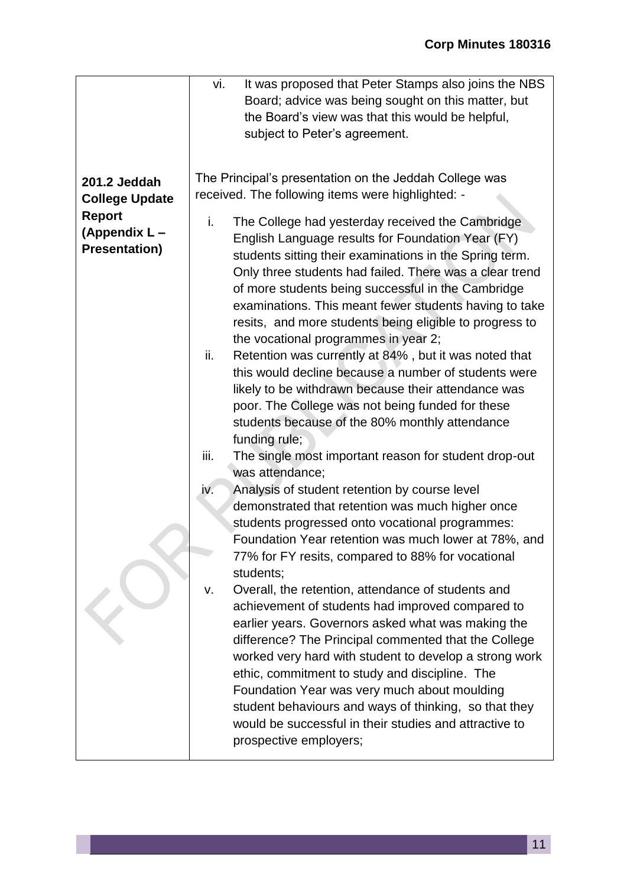| | |
|---|---|
| | vi. It was proposed that Peter Stamps also joins the NBS Board; advice was being sought on this matter, but the Board's view was that this would be helpful, subject to Peter's agreement. |
| **201.2 Jeddah College Update Report (Appendix L – Presentation)** | The Principal's presentation on the Jeddah College was received. The following items were highlighted: -<br><br>i. The College had yesterday received the Cambridge English Language results for Foundation Year (FY) students sitting their examinations in the Spring term. Only three students had failed. There was a clear trend of more students being successful in the Cambridge examinations. This meant fewer students having to take resits, and more students being eligible to progress to the vocational programmes in year 2;<br>ii. Retention was currently at 84% , but it was noted that this would decline because a number of students were likely to be withdrawn because their attendance was poor. The College was not being funded for these students because of the 80% monthly attendance funding rule;<br>iii. The single most important reason for student drop-out was attendance;<br>iv. Analysis of student retention by course level demonstrated that retention was much higher once students progressed onto vocational programmes: Foundation Year retention was much lower at 78%, and 77% for FY resits, compared to 88% for vocational students;<br>v. Overall, the retention, attendance of students and achievement of students had improved compared to earlier years. Governors asked what was making the difference? The Principal commented that the College worked very hard with student to develop a strong work ethic, commitment to study and discipline. The Foundation Year was very much about moulding student behaviours and ways of thinking, so that they would be successful in their studies and attractive to prospective employers; |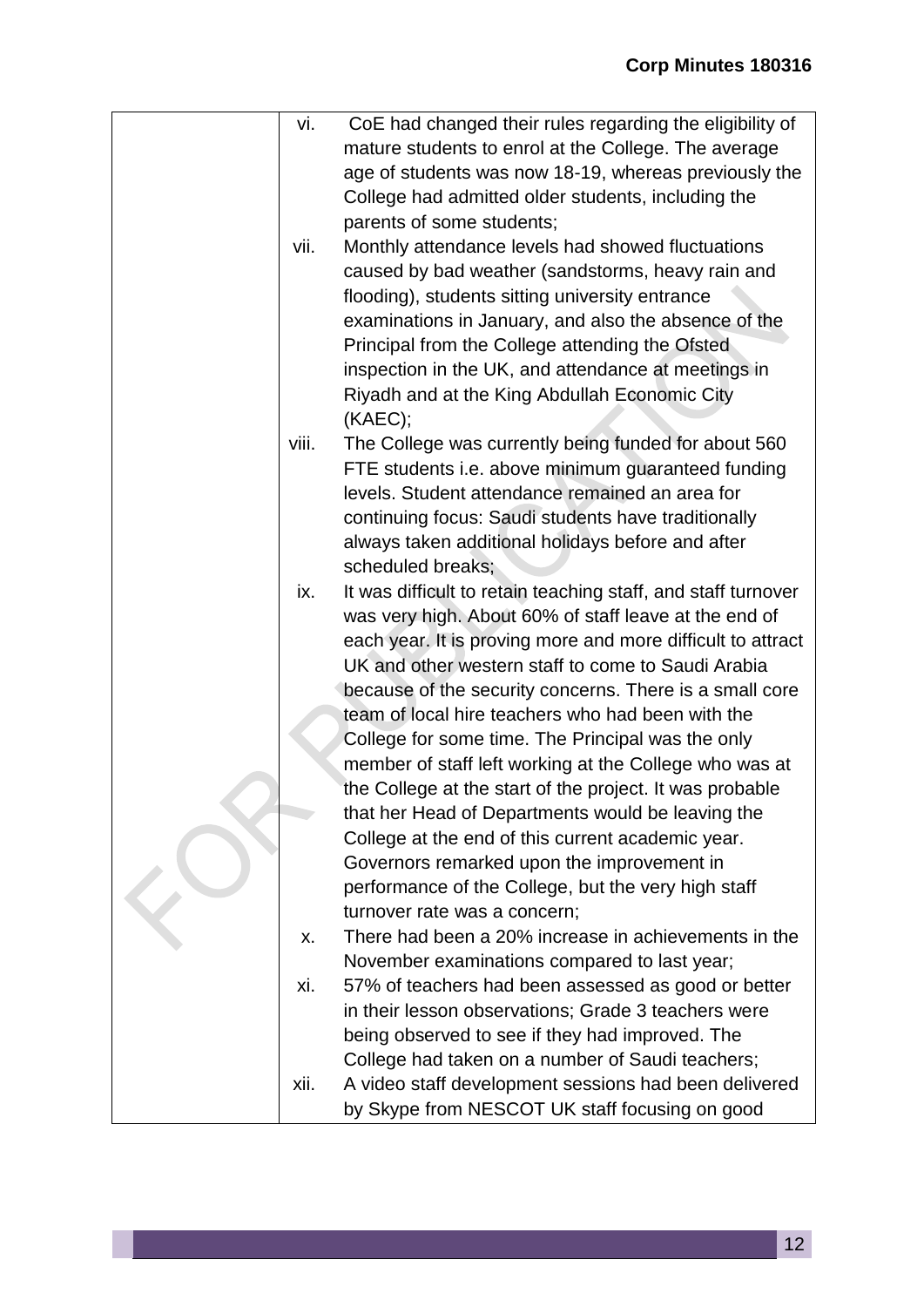| | |
|---|---|
| | vi. CoE had changed their rules regarding the eligibility of mature students to enrol at the College. The average age of students was now 18-19, whereas previously the College had admitted older students, including the parents of some students;<br>vii. Monthly attendance levels had showed fluctuations caused by bad weather (sandstorms, heavy rain and flooding), students sitting university entrance examinations in January, and also the absence of the Principal from the College attending the Ofsted inspection in the UK, and attendance at meetings in Riyadh and at the King Abdullah Economic City (KAEC);<br>viii. The College was currently being funded for about 560 FTE students i.e. above minimum guaranteed funding levels. Student attendance remained an area for continuing focus: Saudi students have traditionally always taken additional holidays before and after scheduled breaks;<br>ix. It was difficult to retain teaching staff, and staff turnover was very high. About 60% of staff leave at the end of each year. It is proving more and more difficult to attract UK and other western staff to come to Saudi Arabia because of the security concerns. There is a small core team of local hire teachers who had been with the College for some time. The Principal was the only member of staff left working at the College who was at the College at the start of the project. It was probable that her Head of Departments would be leaving the College at the end of this current academic year. Governors remarked upon the improvement in performance of the College, but the very high staff turnover rate was a concern;<br>x. There had been a 20% increase in achievements in the November examinations compared to last year;<br>xi. 57% of teachers had been assessed as good or better in their lesson observations; Grade 3 teachers were being observed to see if they had improved. The College had taken on a number of Saudi teachers;<br>xii. A video staff development sessions had been delivered by Skype from NESCOT UK staff focusing on good |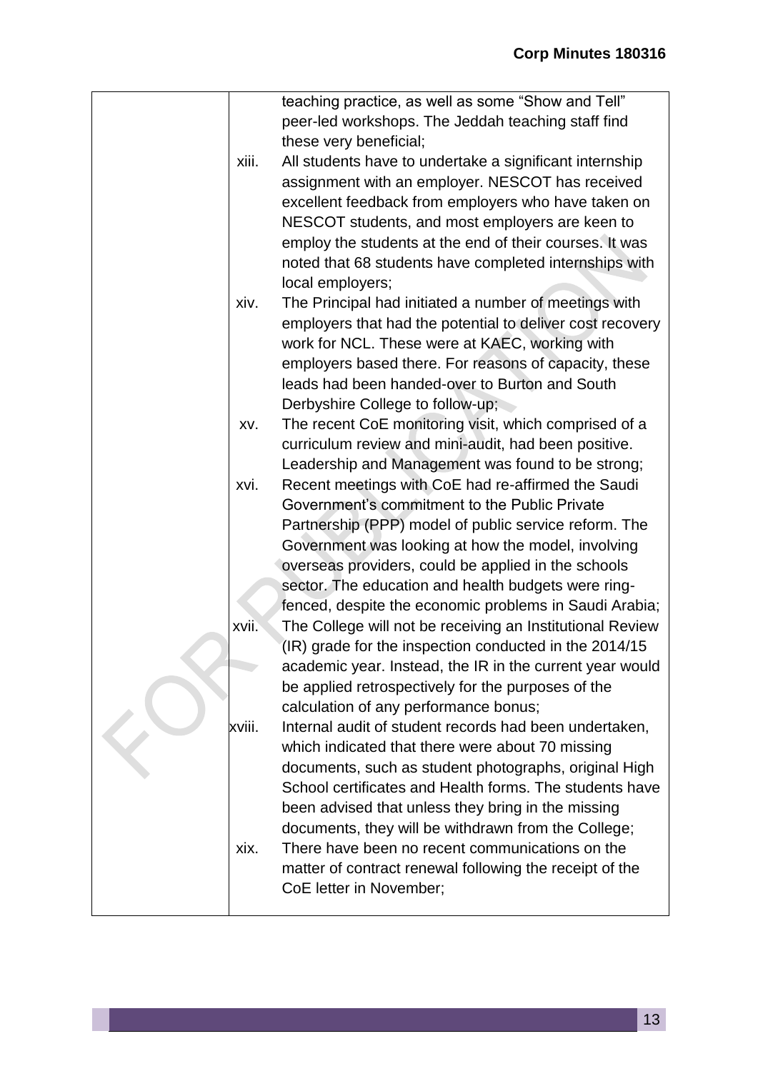| | |
|---|---|
| | teaching practice, as well as some "Show and Tell" peer-led workshops. The Jeddah teaching staff find these very beneficial;<br>xiii. All students have to undertake a significant internship assignment with an employer. NESCOT has received excellent feedback from employers who have taken on NESCOT students, and most employers are keen to employ the students at the end of their courses. It was noted that 68 students have completed internships with local employers;<br>xiv. The Principal had initiated a number of meetings with employers that had the potential to deliver cost recovery work for NCL. These were at KAEC, working with employers based there. For reasons of capacity, these leads had been handed-over to Burton and South Derbyshire College to follow-up;<br>xv. The recent CoE monitoring visit, which comprised of a curriculum review and mini-audit, had been positive. Leadership and Management was found to be strong;<br>xvi. Recent meetings with CoE had re-affirmed the Saudi Government's commitment to the Public Private Partnership (PPP) model of public service reform. The Government was looking at how the model, involving overseas providers, could be applied in the schools sector. The education and health budgets were ring-fenced, despite the economic problems in Saudi Arabia;<br>xvii. The College will not be receiving an Institutional Review (IR) grade for the inspection conducted in the 2014/15 academic year. Instead, the IR in the current year would be applied retrospectively for the purposes of the calculation of any performance bonus;<br>xviii. Internal audit of student records had been undertaken, which indicated that there were about 70 missing documents, such as student photographs, original High School certificates and Health forms. The students have been advised that unless they bring in the missing documents, they will be withdrawn from the College;<br>xix. There have been no recent communications on the matter of contract renewal following the receipt of the CoE letter in November; |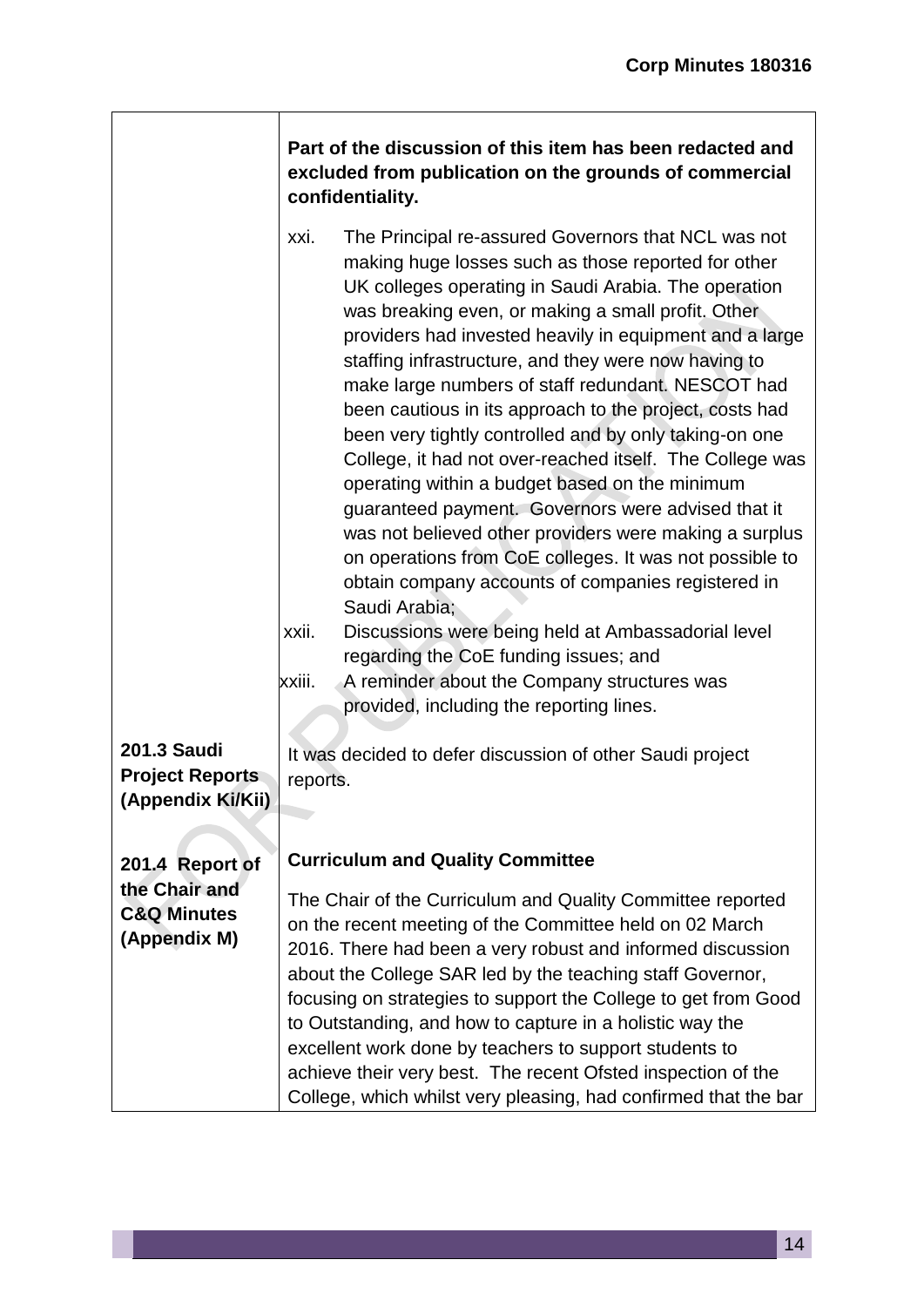| | |
|---|---|
| | **Part of the discussion of this item has been redacted and excluded from publication on the grounds of commercial confidentiality.**<br><br>xxi. The Principal re-assured Governors that NCL was not making huge losses such as those reported for other UK colleges operating in Saudi Arabia. The operation was breaking even, or making a small profit. Other providers had invested heavily in equipment and a large staffing infrastructure, and they were now having to make large numbers of staff redundant. NESCOT had been cautious in its approach to the project, costs had been very tightly controlled and by only taking-on one College, it had not over-reached itself. The College was operating within a budget based on the minimum guaranteed payment. Governors were advised that it was not believed other providers were making a surplus on operations from CoE colleges. It was not possible to obtain company accounts of companies registered in Saudi Arabia;<br>xxii. Discussions were being held at Ambassadorial level regarding the CoE funding issues; and<br>xxiii. A reminder about the Company structures was provided, including the reporting lines. |
| **201.3 Saudi Project Reports (Appendix Ki/Kii)** | It was decided to defer discussion of other Saudi project reports. |
| **201.4 Report of the Chair and C&Q Minutes (Appendix M)** | **Curriculum and Quality Committee**<br><br>The Chair of the Curriculum and Quality Committee reported on the recent meeting of the Committee held on 02 March 2016. There had been a very robust and informed discussion about the College SAR led by the teaching staff Governor, focusing on strategies to support the College to get from Good to Outstanding, and how to capture in a holistic way the excellent work done by teachers to support students to achieve their very best. The recent Ofsted inspection of the College, which whilst very pleasing, had confirmed that the bar |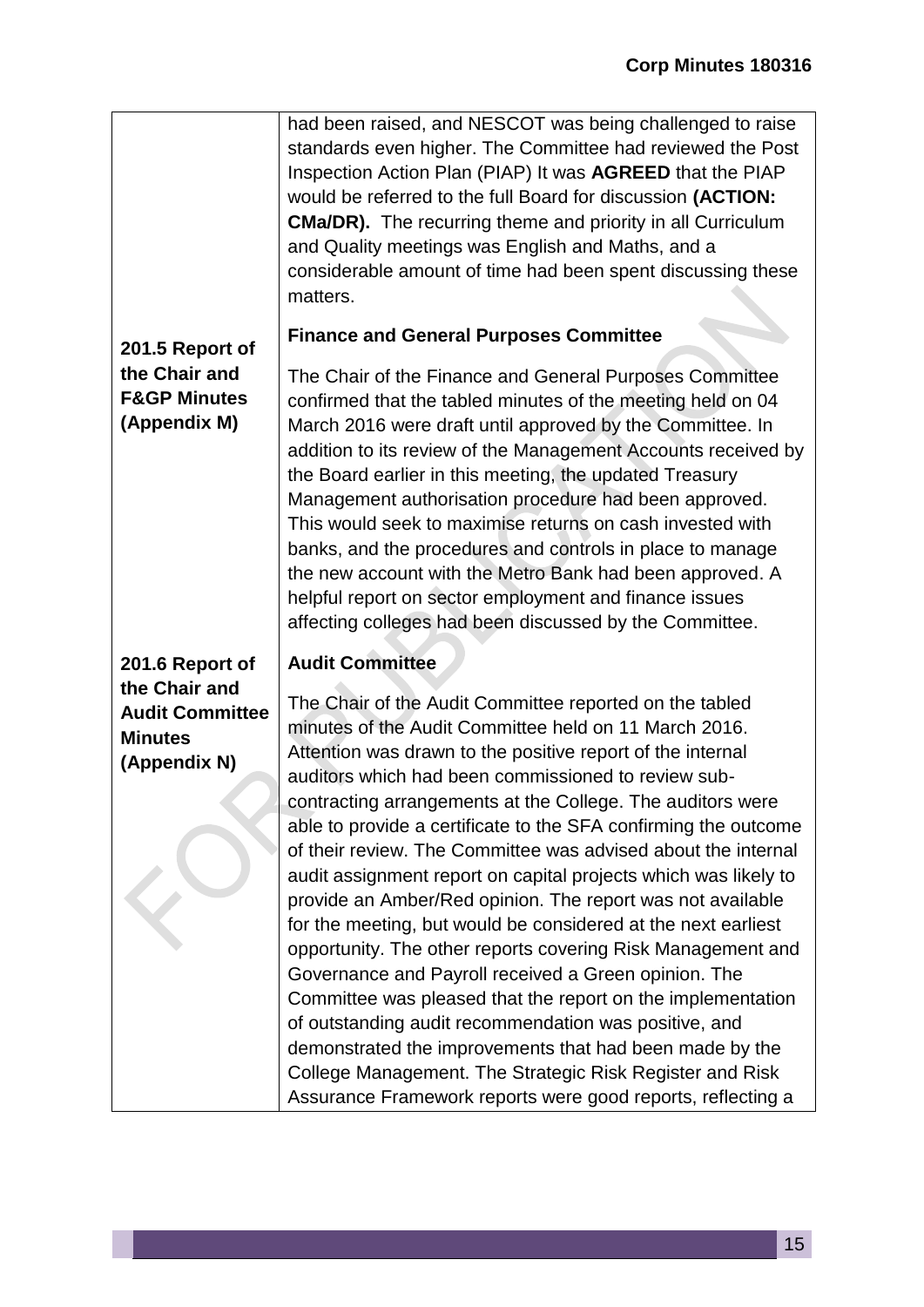| | |
|---|---|
| | had been raised, and NESCOT was being challenged to raise standards even higher. The Committee had reviewed the Post Inspection Action Plan (PIAP) It was **AGREED** that the PIAP would be referred to the full Board for discussion **(ACTION: CMa/DR).** The recurring theme and priority in all Curriculum and Quality meetings was English and Maths, and a considerable amount of time had been spent discussing these matters. |
| **201.5 Report of the Chair and F&GP Minutes (Appendix M)** | **Finance and General Purposes Committee**<br><br>The Chair of the Finance and General Purposes Committee confirmed that the tabled minutes of the meeting held on 04 March 2016 were draft until approved by the Committee. In addition to its review of the Management Accounts received by the Board earlier in this meeting, the updated Treasury Management authorisation procedure had been approved. This would seek to maximise returns on cash invested with banks, and the procedures and controls in place to manage the new account with the Metro Bank had been approved. A helpful report on sector employment and finance issues affecting colleges had been discussed by the Committee. |
| **201.6 Report of the Chair and Audit Committee Minutes (Appendix N)** | **Audit Committee**<br><br>The Chair of the Audit Committee reported on the tabled minutes of the Audit Committee held on 11 March 2016. Attention was drawn to the positive report of the internal auditors which had been commissioned to review sub-contracting arrangements at the College. The auditors were able to provide a certificate to the SFA confirming the outcome of their review. The Committee was advised about the internal audit assignment report on capital projects which was likely to provide an Amber/Red opinion. The report was not available for the meeting, but would be considered at the next earliest opportunity. The other reports covering Risk Management and Governance and Payroll received a Green opinion. The Committee was pleased that the report on the implementation of outstanding audit recommendation was positive, and demonstrated the improvements that had been made by the College Management. The Strategic Risk Register and Risk Assurance Framework reports were good reports, reflecting a |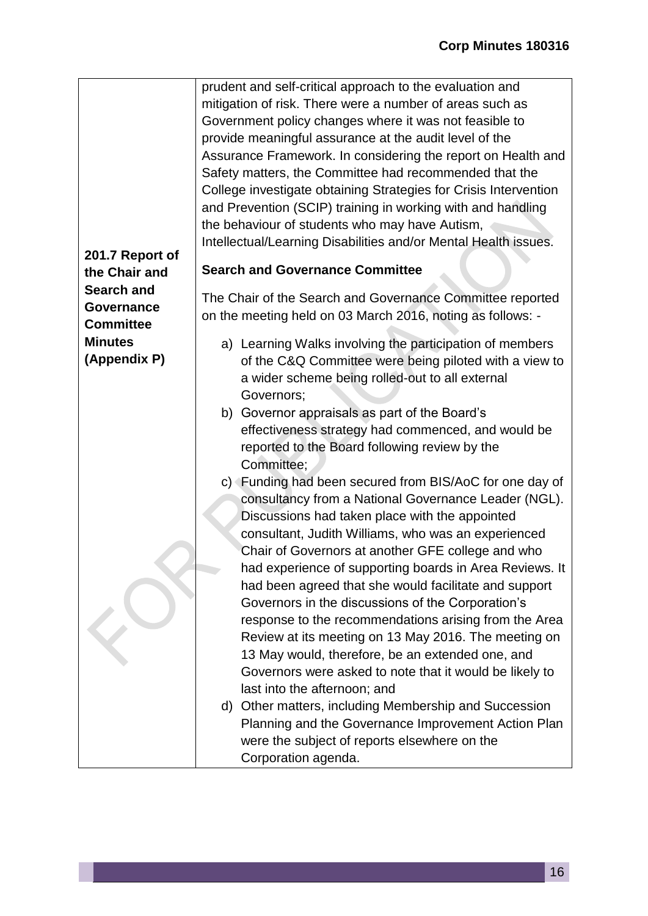| | |
|---|---|
| | prudent and self-critical approach to the evaluation and mitigation of risk. There were a number of areas such as Government policy changes where it was not feasible to provide meaningful assurance at the audit level of the Assurance Framework. In considering the report on Health and Safety matters, the Committee had recommended that the College investigate obtaining Strategies for Crisis Intervention and Prevention (SCIP) training in working with and handling the behaviour of students who may have Autism, Intellectual/Learning Disabilities and/or Mental Health issues. |
| **201.7 Report of the Chair and Search and Governance Committee Minutes (Appendix P)** | **Search and Governance Committee**<br><br>The Chair of the Search and Governance Committee reported on the meeting held on 03 March 2016, noting as follows: -<br><br>a) Learning Walks involving the participation of members of the C&Q Committee were being piloted with a view to a wider scheme being rolled-out to all external Governors;<br>b) Governor appraisals as part of the Board's effectiveness strategy had commenced, and would be reported to the Board following review by the Committee;<br>c) Funding had been secured from BIS/AoC for one day of consultancy from a National Governance Leader (NGL). Discussions had taken place with the appointed consultant, Judith Williams, who was an experienced Chair of Governors at another GFE college and who had experience of supporting boards in Area Reviews. It had been agreed that she would facilitate and support Governors in the discussions of the Corporation's response to the recommendations arising from the Area Review at its meeting on 13 May 2016. The meeting on 13 May would, therefore, be an extended one, and Governors were asked to note that it would be likely to last into the afternoon; and<br>d) Other matters, including Membership and Succession Planning and the Governance Improvement Action Plan were the subject of reports elsewhere on the Corporation agenda. |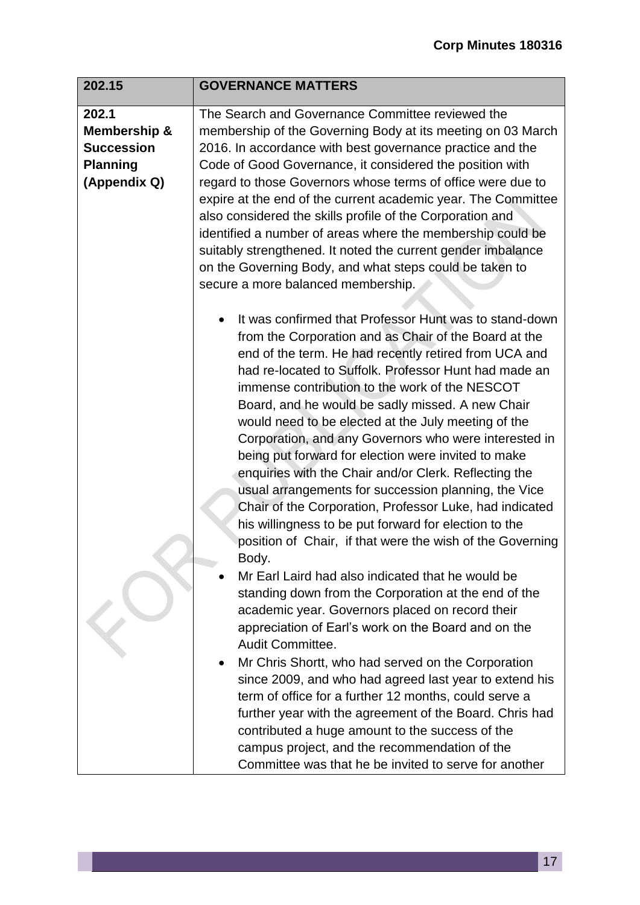| 202.15 | GOVERNANCE MATTERS |
|---|---|
| **202.1 Membership & Succession Planning (Appendix Q)** | The Search and Governance Committee reviewed the membership of the Governing Body at its meeting on 03 March 2016. In accordance with best governance practice and the Code of Good Governance, it considered the position with regard to those Governors whose terms of office were due to expire at the end of the current academic year. The Committee also considered the skills profile of the Corporation and identified a number of areas where the membership could be suitably strengthened. It noted the current gender imbalance on the Governing Body, and what steps could be taken to secure a more balanced membership.<br><br>• It was confirmed that Professor Hunt was to stand-down from the Corporation and as Chair of the Board at the end of the term. He had recently retired from UCA and had re-located to Suffolk. Professor Hunt had made an immense contribution to the work of the NESCOT Board, and he would be sadly missed. A new Chair would need to be elected at the July meeting of the Corporation, and any Governors who were interested in being put forward for election were invited to make enquiries with the Chair and/or Clerk. Reflecting the usual arrangements for succession planning, the Vice Chair of the Corporation, Professor Luke, had indicated his willingness to be put forward for election to the position of Chair, if that were the wish of the Governing Body.<br>• Mr Earl Laird had also indicated that he would be standing down from the Corporation at the end of the academic year. Governors placed on record their appreciation of Earl's work on the Board and on the Audit Committee.<br>• Mr Chris Shortt, who had served on the Corporation since 2009, and who had agreed last year to extend his term of office for a further 12 months, could serve a further year with the agreement of the Board. Chris had contributed a huge amount to the success of the campus project, and the recommendation of the Committee was that he be invited to serve for another |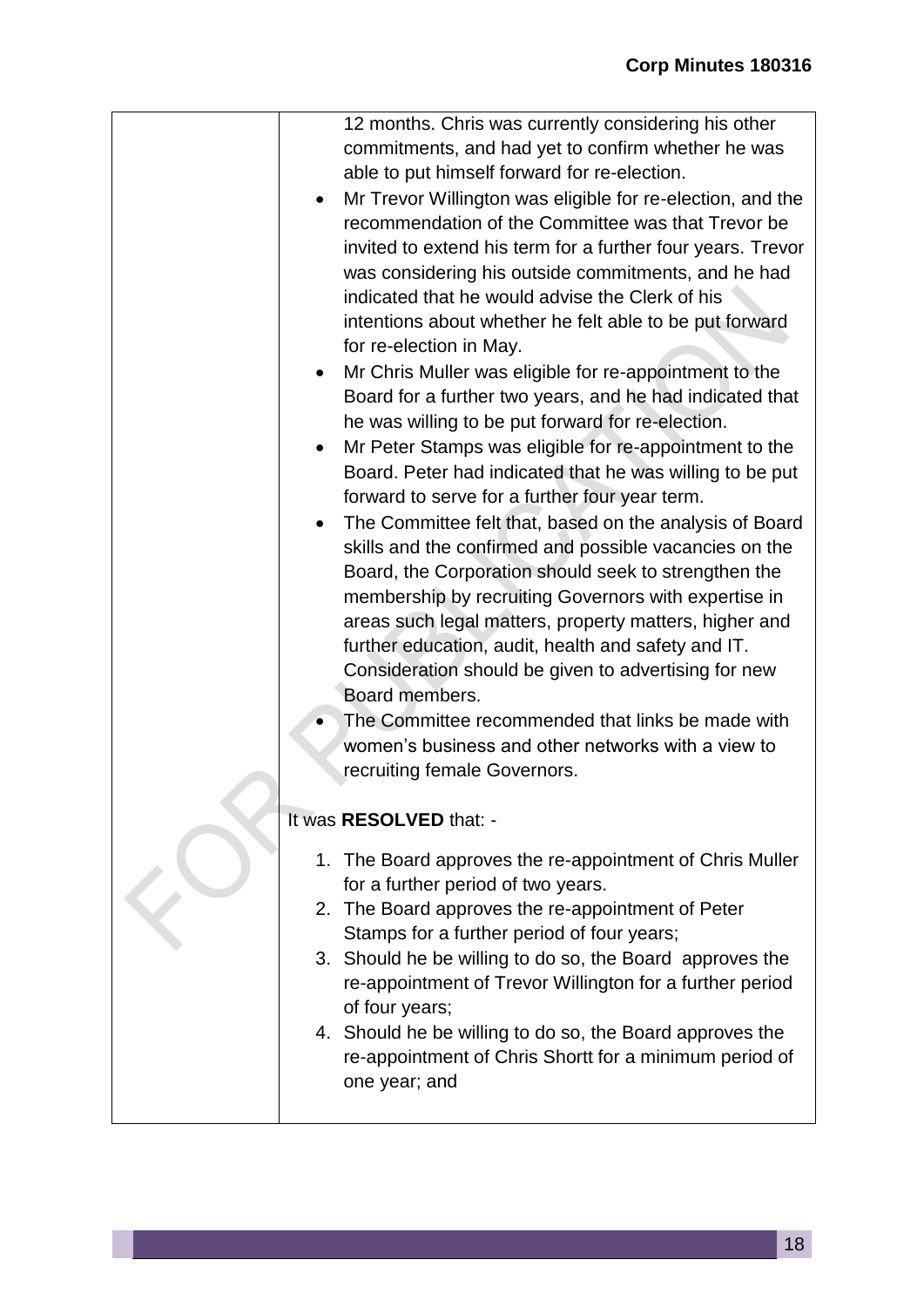12 months. Chris was currently considering his other commitments, and had yet to confirm whether he was able to put himself forward for re-election.

- Mr Trevor Willington was eligible for re-election, and the recommendation of the Committee was that Trevor be invited to extend his term for a further four years. Trevor was considering his outside commitments, and he had indicated that he would advise the Clerk of his intentions about whether he felt able to be put forward for re-election in May.
- Mr Chris Muller was eligible for re-appointment to the Board for a further two years, and he had indicated that he was willing to be put forward for re-election.
- Mr Peter Stamps was eligible for re-appointment to the Board. Peter had indicated that he was willing to be put forward to serve for a further four year term.
- The Committee felt that, based on the analysis of Board skills and the confirmed and possible vacancies on the Board, the Corporation should seek to strengthen the membership by recruiting Governors with expertise in areas such legal matters, property matters, higher and further education, audit, health and safety and IT. Consideration should be given to advertising for new Board members.
- The Committee recommended that links be made with women's business and other networks with a view to recruiting female Governors.

It was **RESOLVED** that: -

1. The Board approves the re-appointment of Chris Muller for a further period of two years.
2. The Board approves the re-appointment of Peter Stamps for a further period of four years;
3. Should he be willing to do so, the Board approves the re-appointment of Trevor Willington for a further period of four years;
4. Should he be willing to do so, the Board approves the re-appointment of Chris Shortt for a minimum period of one year; and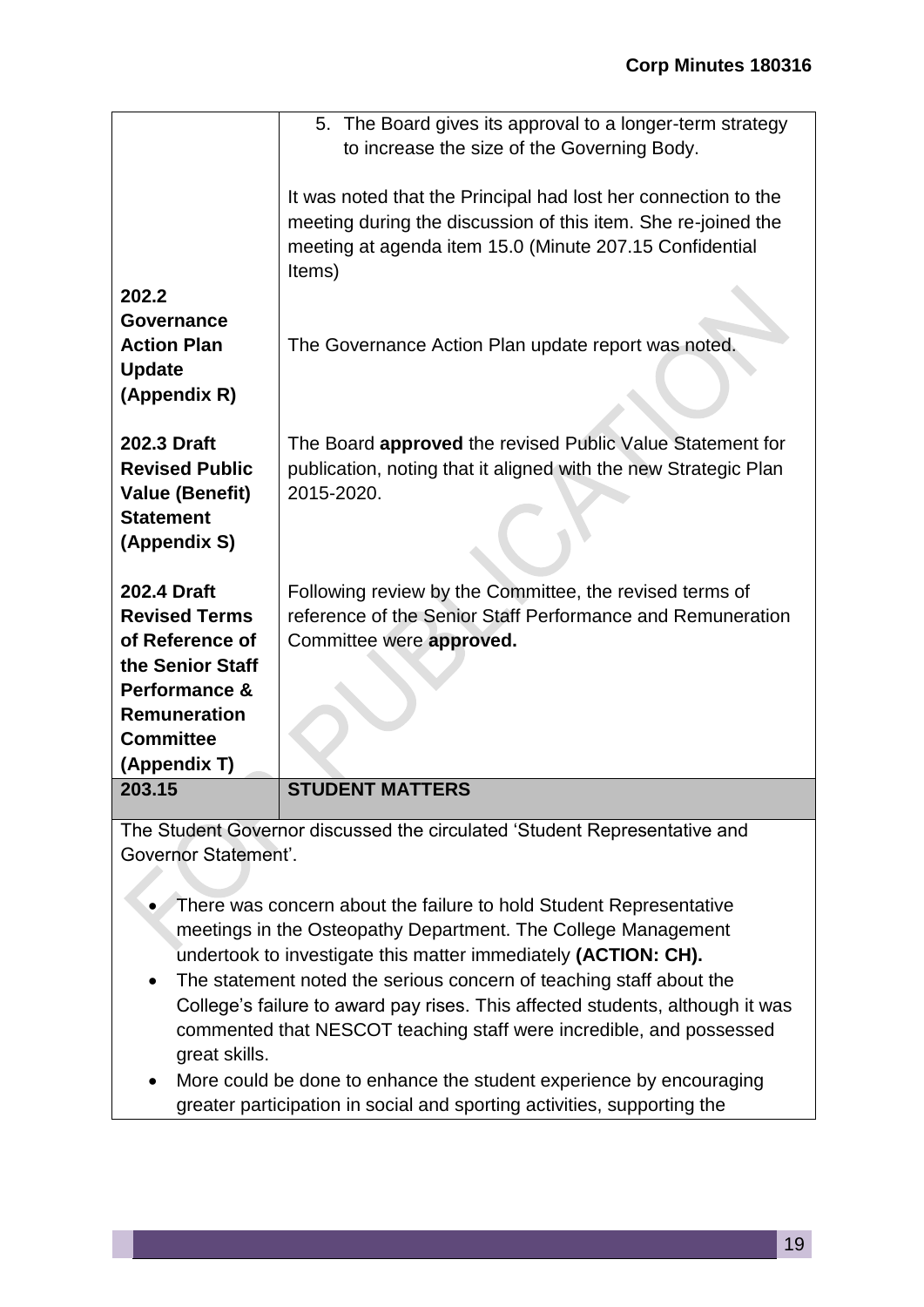| | |
|---|---|
| | 5. The Board gives its approval to a longer-term strategy to increase the size of the Governing Body.<br><br>It was noted that the Principal had lost her connection to the meeting during the discussion of this item. She re-joined the meeting at agenda item 15.0 (Minute 207.15 Confidential Items) |
| **202.2 Governance Action Plan Update (Appendix R)** | The Governance Action Plan update report was noted. |
| **202.3 Draft Revised Public Value (Benefit) Statement (Appendix S)** | The Board **approved** the revised Public Value Statement for publication, noting that it aligned with the new Strategic Plan 2015-2020. |
| **202.4 Draft Revised Terms of Reference of the Senior Staff Performance & Remuneration Committee (Appendix T)** | Following review by the Committee, the revised terms of reference of the Senior Staff Performance and Remuneration Committee were **approved.** |
| **203.15** | **STUDENT MATTERS** |

The Student Governor discussed the circulated 'Student Representative and Governor Statement'.

- There was concern about the failure to hold Student Representative meetings in the Osteopathy Department. The College Management undertook to investigate this matter immediately **(ACTION: CH).**
- The statement noted the serious concern of teaching staff about the College's failure to award pay rises. This affected students, although it was commented that NESCOT teaching staff were incredible, and possessed great skills.
- More could be done to enhance the student experience by encouraging greater participation in social and sporting activities, supporting the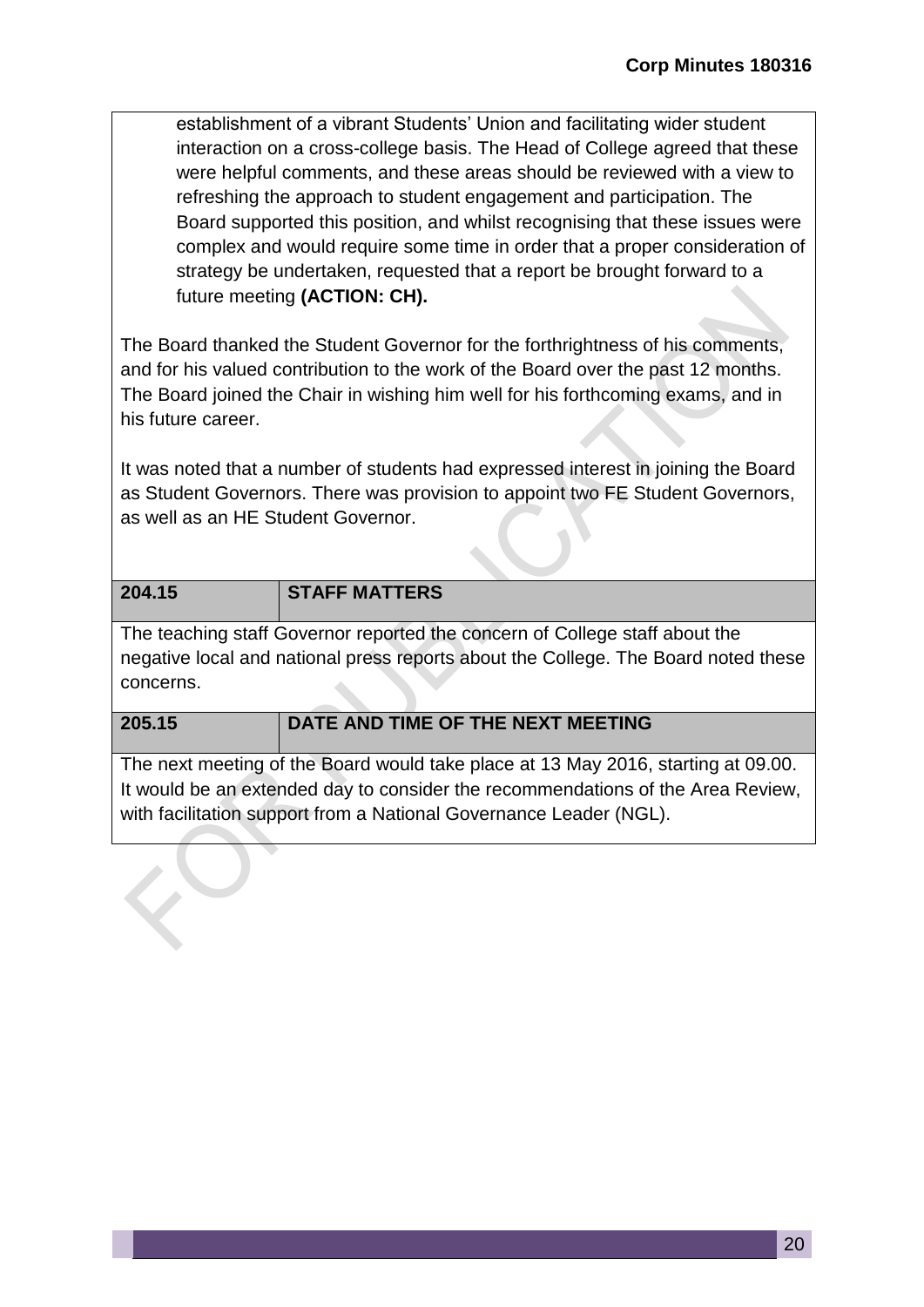establishment of a vibrant Students' Union and facilitating wider student interaction on a cross-college basis. The Head of College agreed that these were helpful comments, and these areas should be reviewed with a view to refreshing the approach to student engagement and participation. The Board supported this position, and whilst recognising that these issues were complex and would require some time in order that a proper consideration of strategy be undertaken, requested that a report be brought forward to a future meeting **(ACTION: CH).**

The Board thanked the Student Governor for the forthrightness of his comments, and for his valued contribution to the work of the Board over the past 12 months. The Board joined the Chair in wishing him well for his forthcoming exams, and in his future career.

It was noted that a number of students had expressed interest in joining the Board as Student Governors. There was provision to appoint two FE Student Governors, as well as an HE Student Governor.

| **204.15** | **STAFF MATTERS** |
|---|---|

The teaching staff Governor reported the concern of College staff about the negative local and national press reports about the College. The Board noted these concerns.

| **205.15** | **DATE AND TIME OF THE NEXT MEETING** |
|---|---|

The next meeting of the Board would take place at 13 May 2016, starting at 09.00. It would be an extended day to consider the recommendations of the Area Review, with facilitation support from a National Governance Leader (NGL).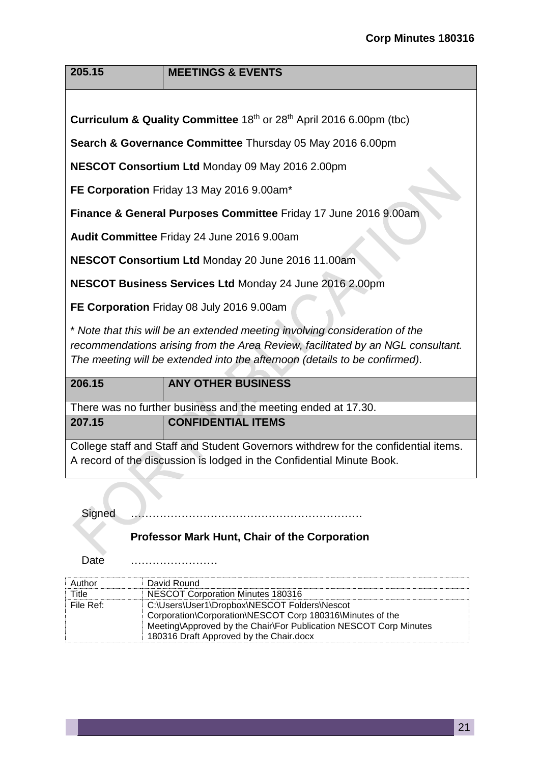| 205.15 | MEETINGS & EVENTS |
|---|---|

**Curriculum & Quality Committee** 18th or 28th April 2016 6.00pm (tbc)

**Search & Governance Committee** Thursday 05 May 2016 6.00pm

**NESCOT Consortium Ltd** Monday 09 May 2016 2.00pm

**FE Corporation** Friday 13 May 2016 9.00am*

**Finance & General Purposes Committee** Friday 17 June 2016 9.00am

**Audit Committee** Friday 24 June 2016 9.00am

**NESCOT Consortium Ltd** Monday 20 June 2016 11.00am

**NESCOT Business Services Ltd** Monday 24 June 2016 2.00pm

**FE Corporation** Friday 08 July 2016 9.00am

\* *Note that this will be an extended meeting involving consideration of the recommendations arising from the Area Review, facilitated by an NGL consultant. The meeting will be extended into the afternoon (details to be confirmed).*

| 206.15 | ANY OTHER BUSINESS |
|---|---|

There was no further business and the meeting ended at 17.30.

| 207.15 | CONFIDENTIAL ITEMS |
|---|---|

College staff and Staff and Student Governors withdrew for the confidential items. A record of the discussion is lodged in the Confidential Minute Book.

Signed ……………………………………………………….

**Professor Mark Hunt, Chair of the Corporation**

Date ……………………

| | |
|---|---|
| Author | David Round |
| Title | NESCOT Corporation Minutes 180316 |
| File Ref: | C:\Users\User1\Dropbox\NESCOT Folders\Nescot Corporation\Corporation\NESCOT Corp 180316\Minutes of the Meeting\Approved by the Chair\For Publication NESCOT Corp Minutes 180316 Draft Approved by the Chair.docx |